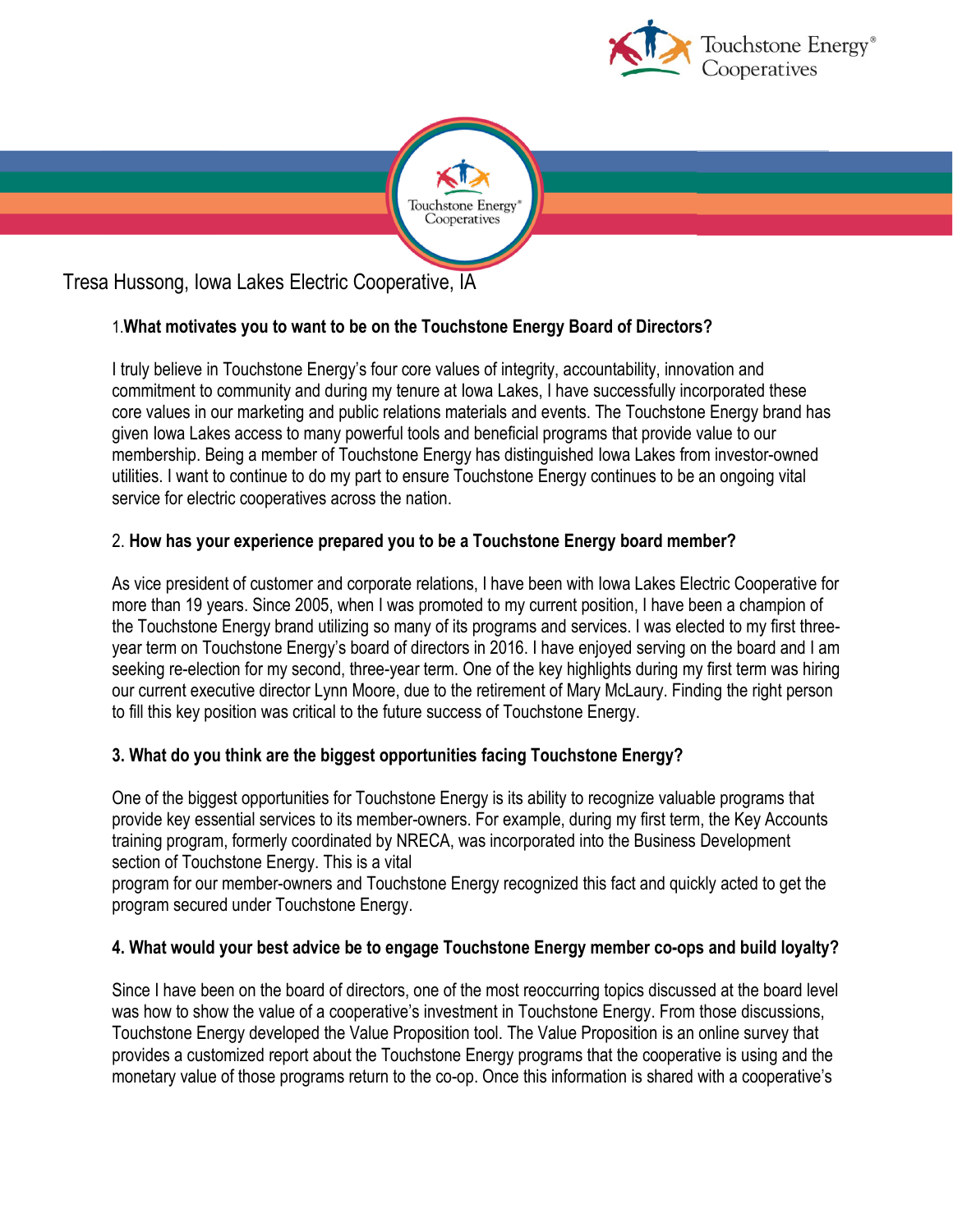Tresa Hussong, Iowa Lakes Electric Cooperative, IA

1. **What motivates you to want to be on the Touchstone Energy Board of Directors?**

I truly believe in Touchstone Energy's four core values of integrity, accountability, innovation and commitment to community and during my tenure at Iowa Lakes, I have successfully incorporated these core values in our marketing and public relations materials and events. The Touchstone Energy brand has given Iowa Lakes access to many powerful tools and beneficial programs that provide value to our membership. Being a member of Touchstone Energy has distinguished Iowa Lakes from investor-owned utilities. I want to continue to do my part to ensure Touchstone Energy continues to be an ongoing vital service for electric cooperatives across the nation.

2. **How has your experience prepared you to be a Touchstone Energy board member?**

As vice president of customer and corporate relations, I have been with Iowa Lakes Electric Cooperative for more than 19 years. Since 2005, when I was promoted to my current position, I have been a champion of the Touchstone Energy brand utilizing so many of its programs and services. I was elected to my first three-year term on Touchstone Energy's board of directors in 2016. I have enjoyed serving on the board and I am seeking re-election for my second, three-year term. One of the key highlights during my first term was hiring our current executive director Lynn Moore, due to the retirement of Mary McLaury. Finding the right person to fill this key position was critical to the future success of Touchstone Energy.

**3. What do you think are the biggest opportunities facing Touchstone Energy?**

One of the biggest opportunities for Touchstone Energy is its ability to recognize valuable programs that provide key essential services to its member-owners. For example, during my first term, the Key Accounts training program, formerly coordinated by NRECA, was incorporated into the Business Development section of Touchstone Energy. This is a vital program for our member-owners and Touchstone Energy recognized this fact and quickly acted to get the program secured under Touchstone Energy.

**4. What would your best advice be to engage Touchstone Energy member co-ops and build loyalty?**

Since I have been on the board of directors, one of the most reoccurring topics discussed at the board level was how to show the value of a cooperative's investment in Touchstone Energy. From those discussions, Touchstone Energy developed the Value Proposition tool. The Value Proposition is an online survey that provides a customized report about the Touchstone Energy programs that the cooperative is using and the monetary value of those programs return to the co-op. Once this information is shared with a cooperative's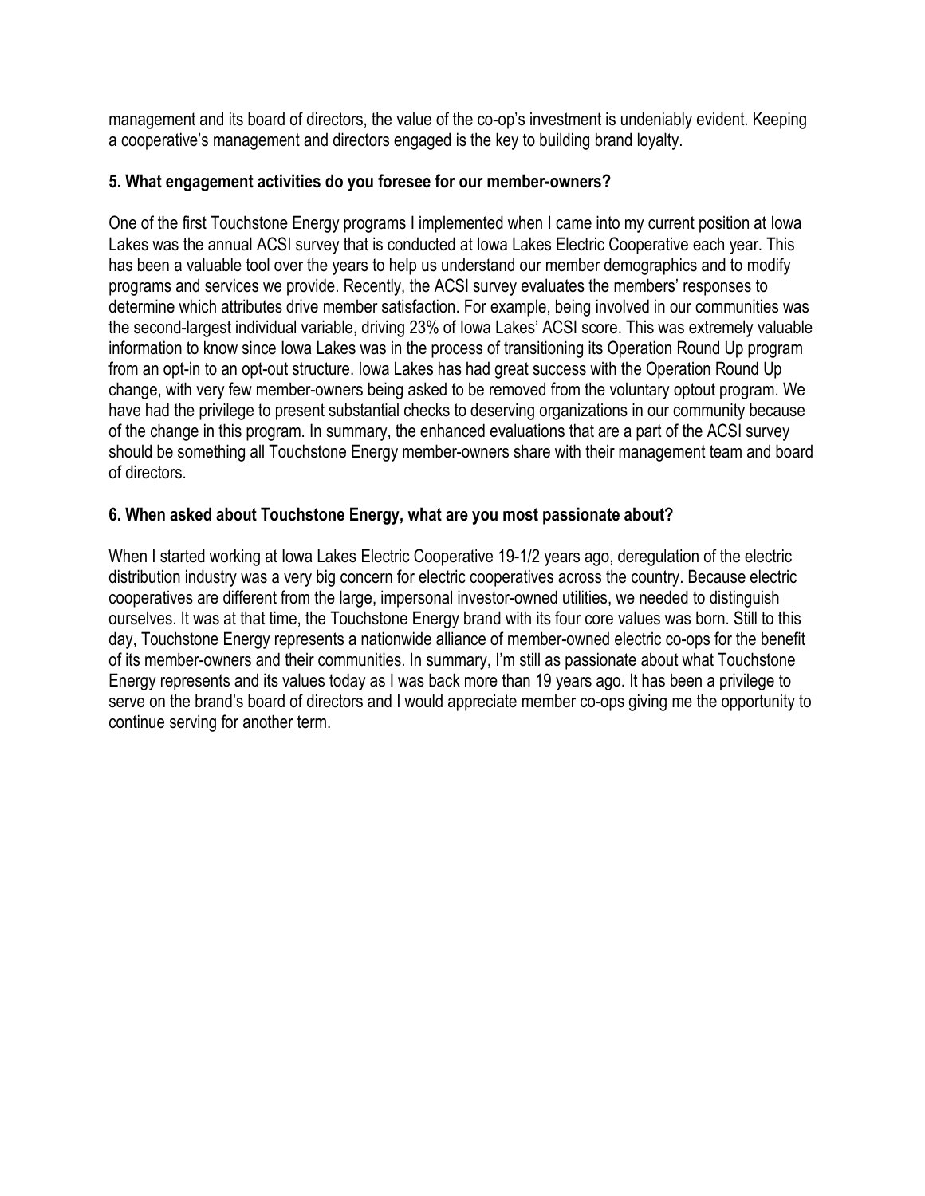management and its board of directors, the value of the co-op's investment is undeniably evident. Keeping a cooperative's management and directors engaged is the key to building brand loyalty.

**5. What engagement activities do you foresee for our member-owners?**

One of the first Touchstone Energy programs I implemented when I came into my current position at Iowa Lakes was the annual ACSI survey that is conducted at Iowa Lakes Electric Cooperative each year. This has been a valuable tool over the years to help us understand our member demographics and to modify programs and services we provide. Recently, the ACSI survey evaluates the members' responses to determine which attributes drive member satisfaction. For example, being involved in our communities was the second-largest individual variable, driving 23% of Iowa Lakes' ACSI score. This was extremely valuable information to know since Iowa Lakes was in the process of transitioning its Operation Round Up program from an opt-in to an opt-out structure. Iowa Lakes has had great success with the Operation Round Up change, with very few member-owners being asked to be removed from the voluntary optout program. We have had the privilege to present substantial checks to deserving organizations in our community because of the change in this program. In summary, the enhanced evaluations that are a part of the ACSI survey should be something all Touchstone Energy member-owners share with their management team and board of directors.

**6. When asked about Touchstone Energy, what are you most passionate about?**

When I started working at Iowa Lakes Electric Cooperative 19-1/2 years ago, deregulation of the electric distribution industry was a very big concern for electric cooperatives across the country. Because electric cooperatives are different from the large, impersonal investor-owned utilities, we needed to distinguish ourselves. It was at that time, the Touchstone Energy brand with its four core values was born. Still to this day, Touchstone Energy represents a nationwide alliance of member-owned electric co-ops for the benefit of its member-owners and their communities. In summary, I'm still as passionate about what Touchstone Energy represents and its values today as I was back more than 19 years ago. It has been a privilege to serve on the brand's board of directors and I would appreciate member co-ops giving me the opportunity to continue serving for another term.